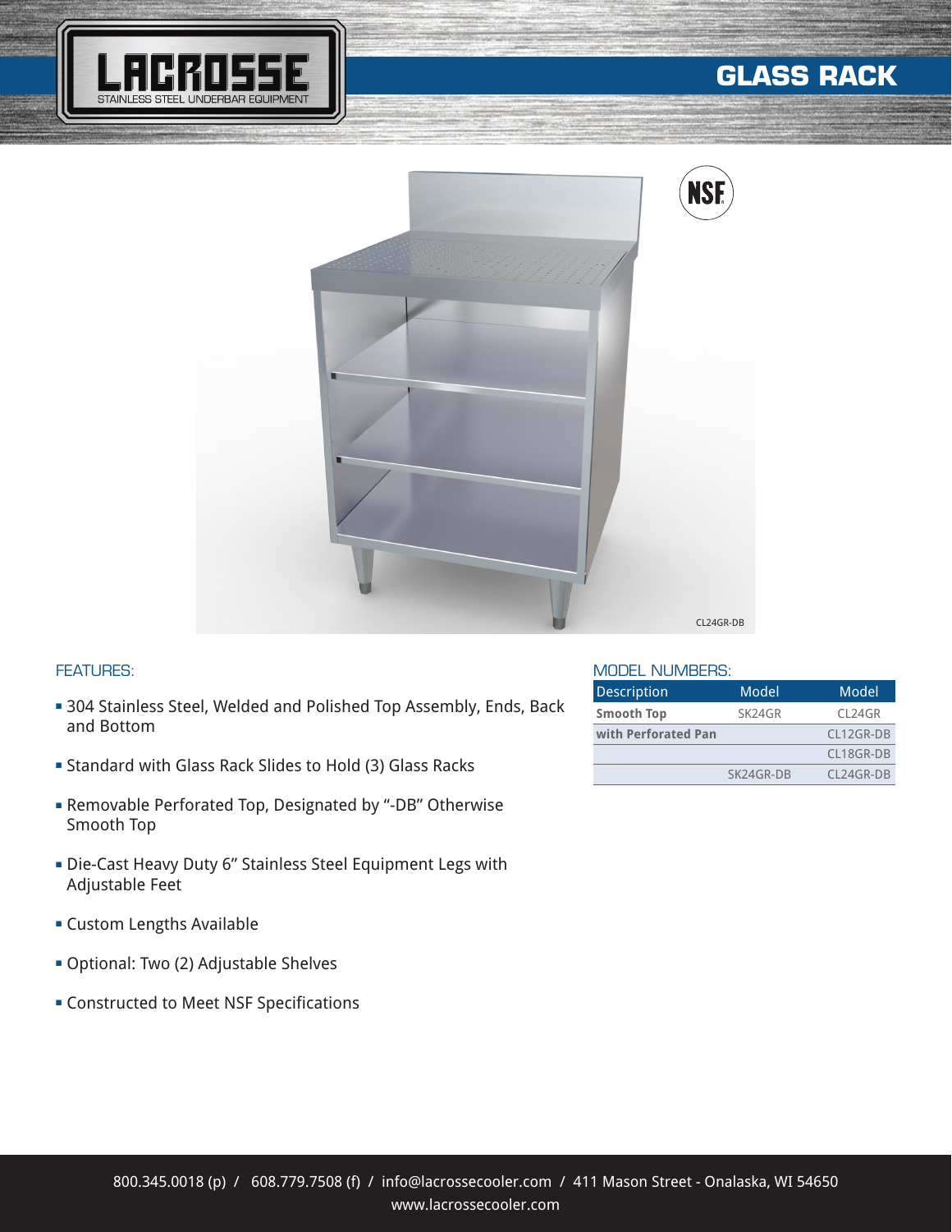# LACROSSE
STAINLESS STEEL UNDERBAR EQUIPMENT

# GLASS RACK

NSF

CL24GR-DB

## FEATURES:

- 304 Stainless Steel, Welded and Polished Top Assembly, Ends, Back and Bottom
- Standard with Glass Rack Slides to Hold (3) Glass Racks
- Removable Perforated Top, Designated by "-DB" Otherwise Smooth Top
- Die-Cast Heavy Duty 6" Stainless Steel Equipment Legs with Adjustable Feet
- Custom Lengths Available
- Optional: Two (2) Adjustable Shelves
- Constructed to Meet NSF Specifications

## MODEL NUMBERS:

| Description | Model | Model |
|---|---|---|
| **Smooth Top** | SK24GR | CL24GR |
| **with Perforated Pan** | | CL12GR-DB |
| | | CL18GR-DB |
| | SK24GR-DB | CL24GR-DB |

800.345.0018 (p) / 608.779.7508 (f) / info@lacrossecooler.com / 411 Mason Street - Onalaska, WI 54650
www.lacrossecooler.com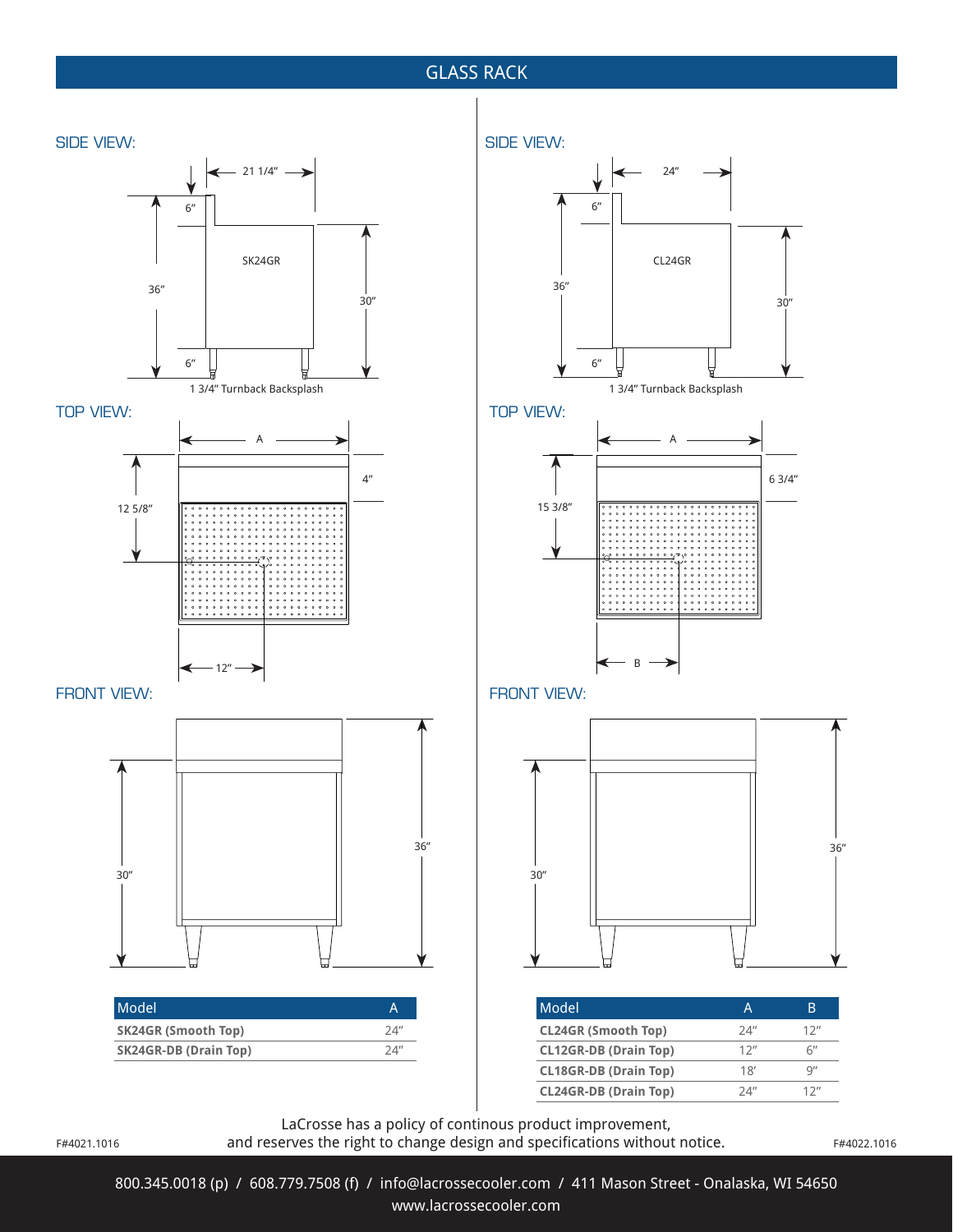## GLASS RACK

### SIDE VIEW:

21 1/4"
6"
SK24GR
36"
30"
6"
1 3/4" Turnback Backsplash

### TOP VIEW:

A
4"
12 5/8"
12"

### FRONT VIEW:

30"
36"

| Model | A |
|---|---|
| **SK24GR (Smooth Top)** | 24" |
| **SK24GR-DB (Drain Top)** | 24" |

### SIDE VIEW:

24"
6"
CL24GR
36"
30"
6"
1 3/4" Turnback Backsplash

### TOP VIEW:

A
6 3/4"
15 3/8"
B

### FRONT VIEW:

30"
36"

| Model | A | B |
|---|---|---|
| **CL24GR (Smooth Top)** | 24" | 12" |
| **CL12GR-DB (Drain Top)** | 12" | 6" |
| **CL18GR-DB (Drain Top)** | 18' | 9" |
| **CL24GR-DB (Drain Top)** | 24" | 12" |

F#4021.1016

LaCrosse has a policy of continous product improvement, and reserves the right to change design and specifications without notice.

F#4022.1016

800.345.0018 (p) / 608.779.7508 (f) / info@lacrossecooler.com / 411 Mason Street - Onalaska, WI 54650
www.lacrossecooler.com